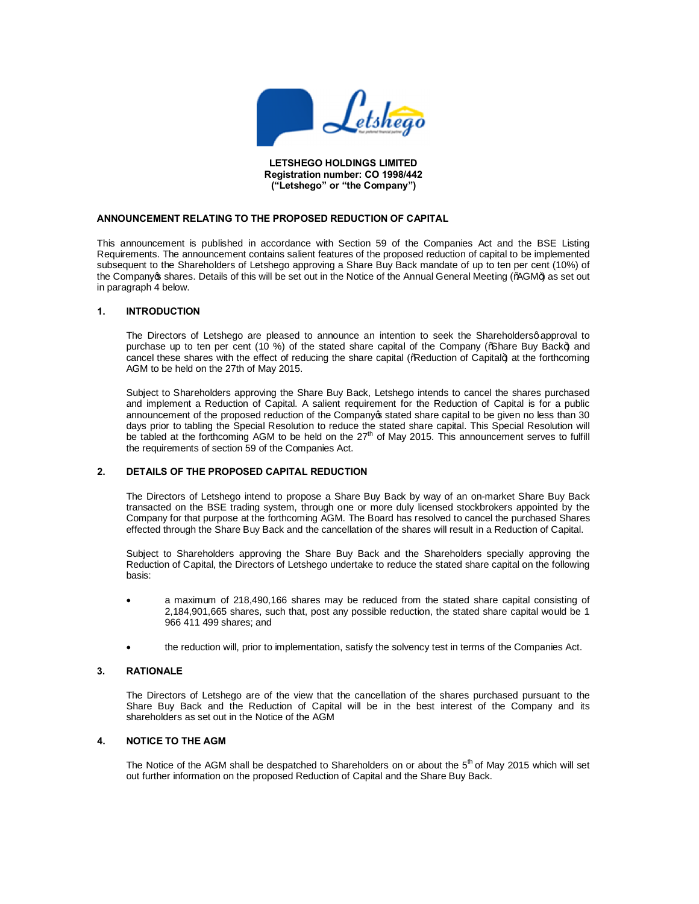**LETSHEGO HOLDINGS LIMITED**
**Registration number: CO 1998/442**
**("Letshego" or "the Company")**

## ANNOUNCEMENT RELATING TO THE PROPOSED REDUCTION OF CAPITAL

This announcement is published in accordance with Section 59 of the Companies Act and the BSE Listing Requirements. The announcement contains salient features of the proposed reduction of capital to be implemented subsequent to the Shareholders of Letshego approving a Share Buy Back mandate of up to ten per cent (10%) of the Company's shares. Details of this will be set out in the Notice of the Annual General Meeting ("AGM") as set out in paragraph 4 below.

### 1. INTRODUCTION

The Directors of Letshego are pleased to announce an intention to seek the Shareholders' approval to purchase up to ten per cent (10 %) of the stated share capital of the Company ("Share Buy Back") and cancel these shares with the effect of reducing the share capital ("Reduction of Capital") at the forthcoming AGM to be held on the 27th of May 2015.

Subject to Shareholders approving the Share Buy Back, Letshego intends to cancel the shares purchased and implement a Reduction of Capital. A salient requirement for the Reduction of Capital is for a public announcement of the proposed reduction of the Company's stated share capital to be given no less than 30 days prior to tabling the Special Resolution to reduce the stated share capital. This Special Resolution will be tabled at the forthcoming AGM to be held on the 27th of May 2015. This announcement serves to fulfill the requirements of section 59 of the Companies Act.

### 2. DETAILS OF THE PROPOSED CAPITAL REDUCTION

The Directors of Letshego intend to propose a Share Buy Back by way of an on-market Share Buy Back transacted on the BSE trading system, through one or more duly licensed stockbrokers appointed by the Company for that purpose at the forthcoming AGM. The Board has resolved to cancel the purchased Shares effected through the Share Buy Back and the cancellation of the shares will result in a Reduction of Capital.

Subject to Shareholders approving the Share Buy Back and the Shareholders specially approving the Reduction of Capital, the Directors of Letshego undertake to reduce the stated share capital on the following basis:

- a maximum of 218,490,166 shares may be reduced from the stated share capital consisting of 2,184,901,665 shares, such that, post any possible reduction, the stated share capital would be 1 966 411 499 shares; and
- the reduction will, prior to implementation, satisfy the solvency test in terms of the Companies Act.

### 3. RATIONALE

The Directors of Letshego are of the view that the cancellation of the shares purchased pursuant to the Share Buy Back and the Reduction of Capital will be in the best interest of the Company and its shareholders as set out in the Notice of the AGM

### 4. NOTICE TO THE AGM

The Notice of the AGM shall be despatched to Shareholders on or about the 5th of May 2015 which will set out further information on the proposed Reduction of Capital and the Share Buy Back.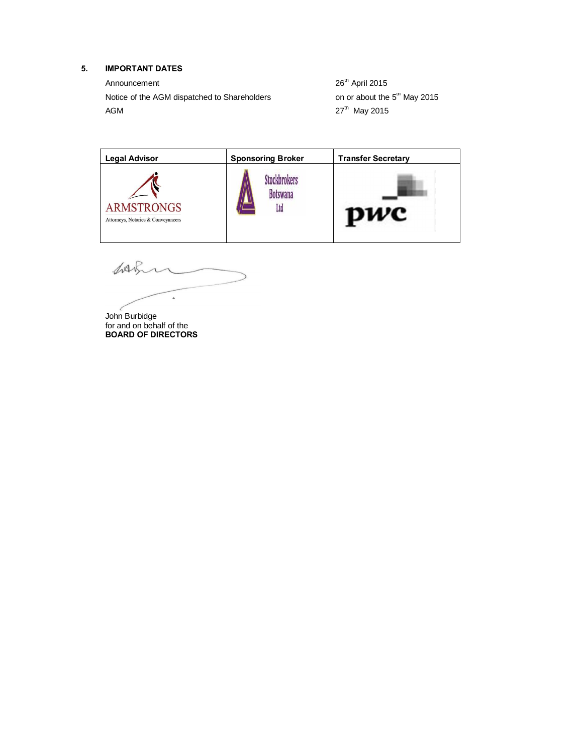## 5. IMPORTANT DATES

| | |
|---|---|
| Announcement | 26th April 2015 |
| Notice of the AGM dispatched to Shareholders | on or about the 5th May 2015 |
| AGM | 27th May 2015 |

| Legal Advisor | Sponsoring Broker | Transfer Secretary |
|---|---|---|
| ARMSTRONGS Attorneys, Notaries & Conveyancers | Stockbrokers Botswana Ltd | pwc |

John Burbidge
for and on behalf of the
**BOARD OF DIRECTORS**